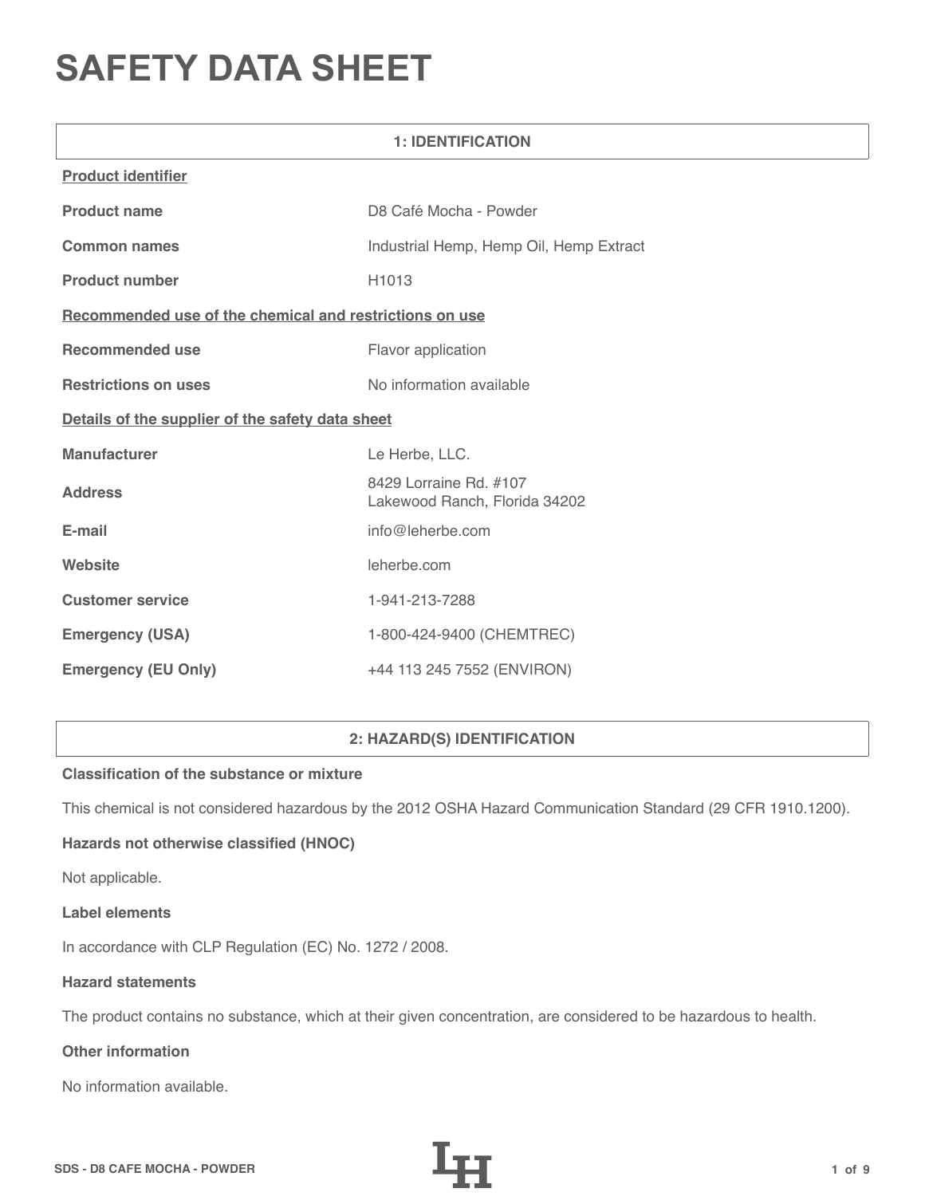# SAFETY DATA SHEET

## 1: IDENTIFICATION

**Product identifier**

| | |
|---|---|
| **Product name** | D8 Café Mocha - Powder |
| **Common names** | Industrial Hemp, Hemp Oil, Hemp Extract |
| **Product number** | H1013 |

**Recommended use of the chemical and restrictions on use**

| | |
|---|---|
| **Recommended use** | Flavor application |
| **Restrictions on uses** | No information available |

**Details of the supplier of the safety data sheet**

| | |
|---|---|
| **Manufacturer** | Le Herbe, LLC. |
| **Address** | 8429 Lorraine Rd. #107<br>Lakewood Ranch, Florida 34202 |
| **E-mail** | info@leherbe.com |
| **Website** | leherbe.com |
| **Customer service** | 1-941-213-7288 |
| **Emergency (USA)** | 1-800-424-9400 (CHEMTREC) |
| **Emergency (EU Only)** | +44 113 245 7552 (ENVIRON) |

## 2: HAZARD(S) IDENTIFICATION

**Classification of the substance or mixture**

This chemical is not considered hazardous by the 2012 OSHA Hazard Communication Standard (29 CFR 1910.1200).

**Hazards not otherwise classified (HNOC)**

Not applicable.

**Label elements**

In accordance with CLP Regulation (EC) No. 1272 / 2008.

**Hazard statements**

The product contains no substance, which at their given concentration, are considered to be hazardous to health.

**Other information**

No information available.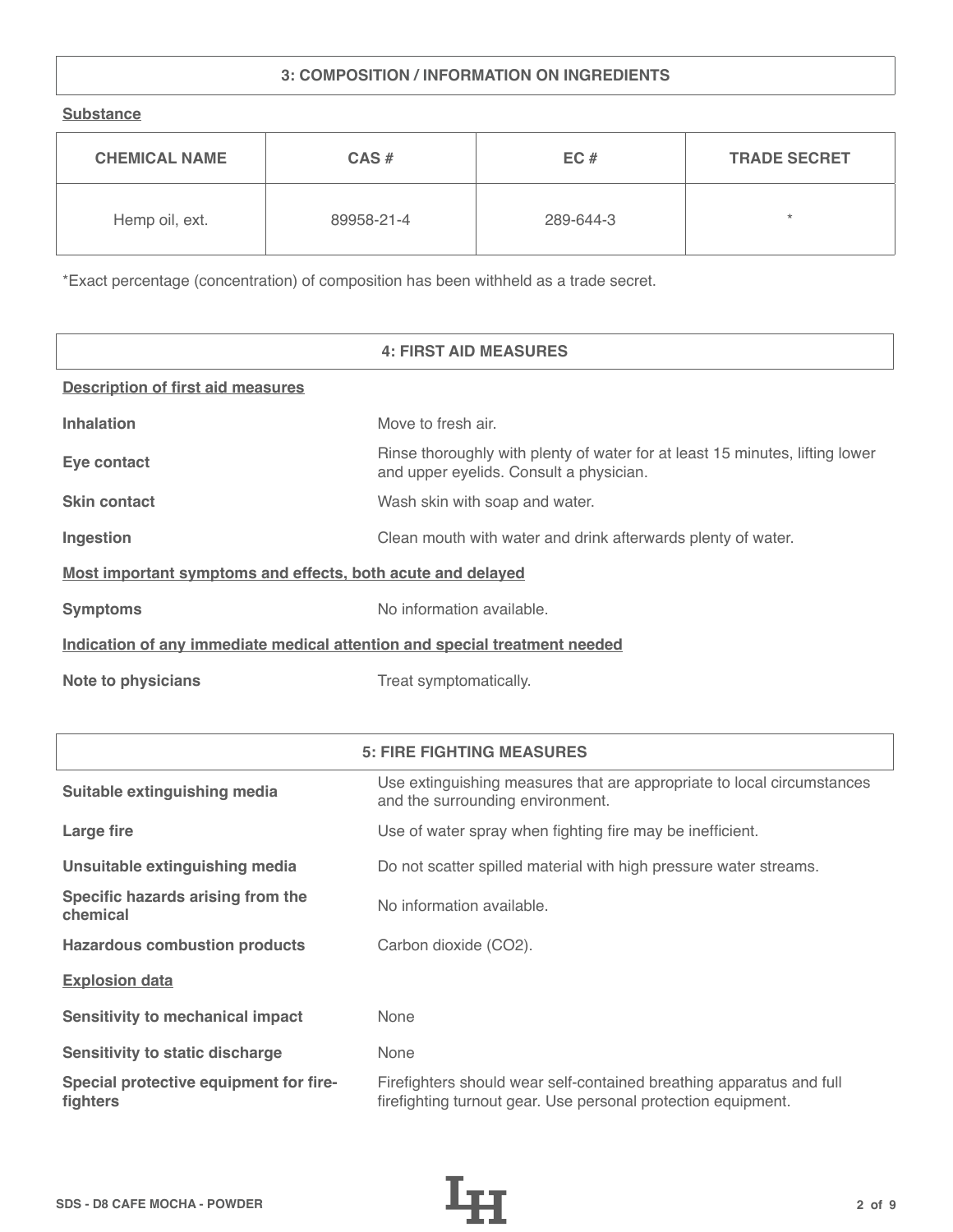## 3: COMPOSITION / INFORMATION ON INGREDIENTS

**Substance**

| CHEMICAL NAME | CAS # | EC # | TRADE SECRET |
|---|---|---|---|
| Hemp oil, ext. | 89958-21-4 | 289-644-3 | * |

*Exact percentage (concentration) of composition has been withheld as a trade secret.

## 4: FIRST AID MEASURES

**Description of first aid measures**

| | |
|---|---|
| **Inhalation** | Move to fresh air. |
| **Eye contact** | Rinse thoroughly with plenty of water for at least 15 minutes, lifting lower and upper eyelids. Consult a physician. |
| **Skin contact** | Wash skin with soap and water. |
| **Ingestion** | Clean mouth with water and drink afterwards plenty of water. |

**Most important symptoms and effects, both acute and delayed**

| | |
|---|---|
| **Symptoms** | No information available. |

**Indication of any immediate medical attention and special treatment needed**

| | |
|---|---|
| **Note to physicians** | Treat symptomatically. |

## 5: FIRE FIGHTING MEASURES

| | |
|---|---|
| **Suitable extinguishing media** | Use extinguishing measures that are appropriate to local circumstances and the surrounding environment. |
| **Large fire** | Use of water spray when fighting fire may be inefficient. |
| **Unsuitable extinguishing media** | Do not scatter spilled material with high pressure water streams. |
| **Specific hazards arising from the chemical** | No information available. |
| **Hazardous combustion products** | Carbon dioxide ($CO_2$). |

**Explosion data**

| | |
|---|---|
| **Sensitivity to mechanical impact** | None |
| **Sensitivity to static discharge** | None |
| **Special protective equipment for fire-fighters** | Firefighters should wear self-contained breathing apparatus and full firefighting turnout gear. Use personal protection equipment. |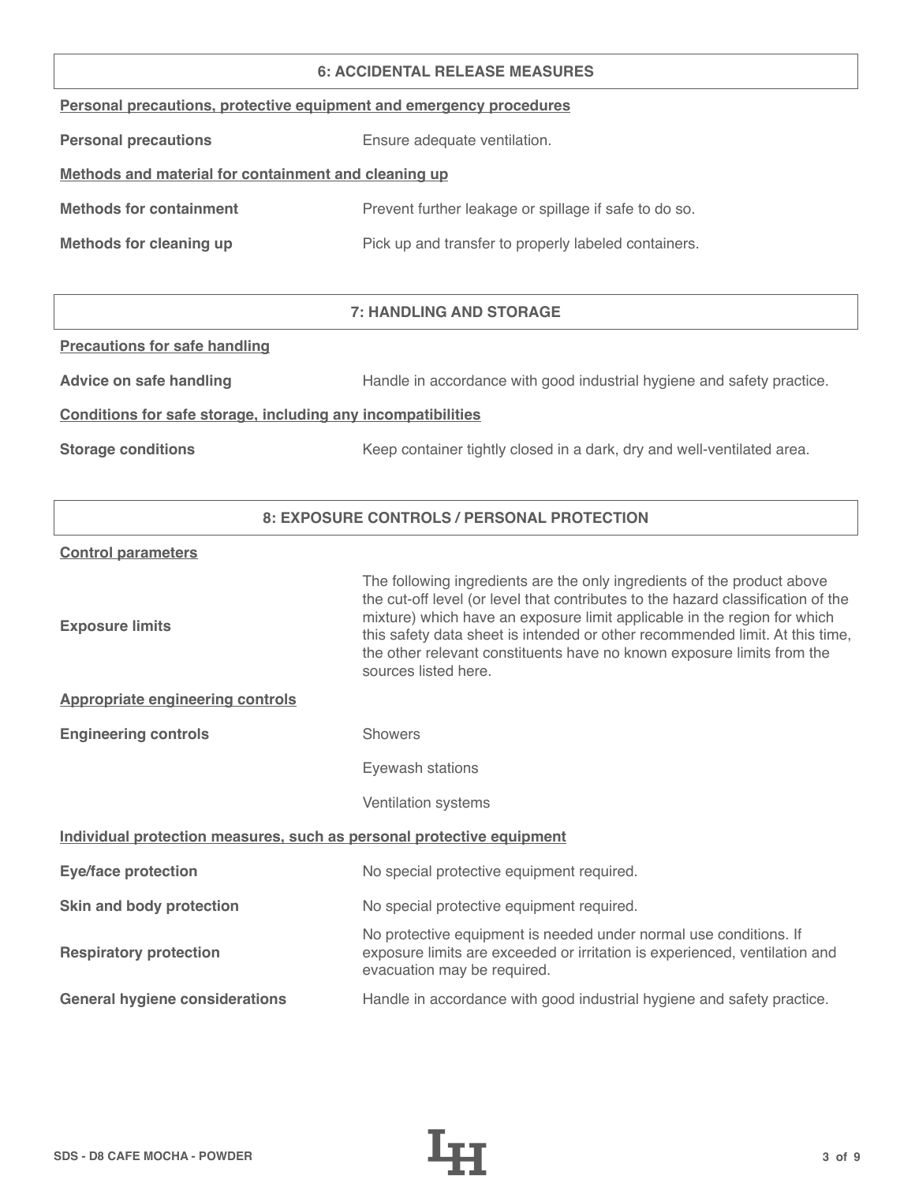## 6: ACCIDENTAL RELEASE MEASURES

**Personal precautions, protective equipment and emergency procedures**

| | |
|---|---|
| **Personal precautions** | Ensure adequate ventilation. |

**Methods and material for containment and cleaning up**

| | |
|---|---|
| **Methods for containment** | Prevent further leakage or spillage if safe to do so. |
| **Methods for cleaning up** | Pick up and transfer to properly labeled containers. |

## 7: HANDLING AND STORAGE

**Precautions for safe handling**

| | |
|---|---|
| **Advice on safe handling** | Handle in accordance with good industrial hygiene and safety practice. |

**Conditions for safe storage, including any incompatibilities**

| | |
|---|---|
| **Storage conditions** | Keep container tightly closed in a dark, dry and well-ventilated area. |

## 8: EXPOSURE CONTROLS / PERSONAL PROTECTION

**Control parameters**

| | |
|---|---|
| **Exposure limits** | The following ingredients are the only ingredients of the product above the cut-off level (or level that contributes to the hazard classification of the mixture) which have an exposure limit applicable in the region for which this safety data sheet is intended or other recommended limit. At this time, the other relevant constituents have no known exposure limits from the sources listed here. |

**Appropriate engineering controls**

| | |
|---|---|
| **Engineering controls** | Showers |
| | Eyewash stations |
| | Ventilation systems |

**Individual protection measures, such as personal protective equipment**

| | |
|---|---|
| **Eye/face protection** | No special protective equipment required. |
| **Skin and body protection** | No special protective equipment required. |
| **Respiratory protection** | No protective equipment is needed under normal use conditions. If exposure limits are exceeded or irritation is experienced, ventilation and evacuation may be required. |
| **General hygiene considerations** | Handle in accordance with good industrial hygiene and safety practice. |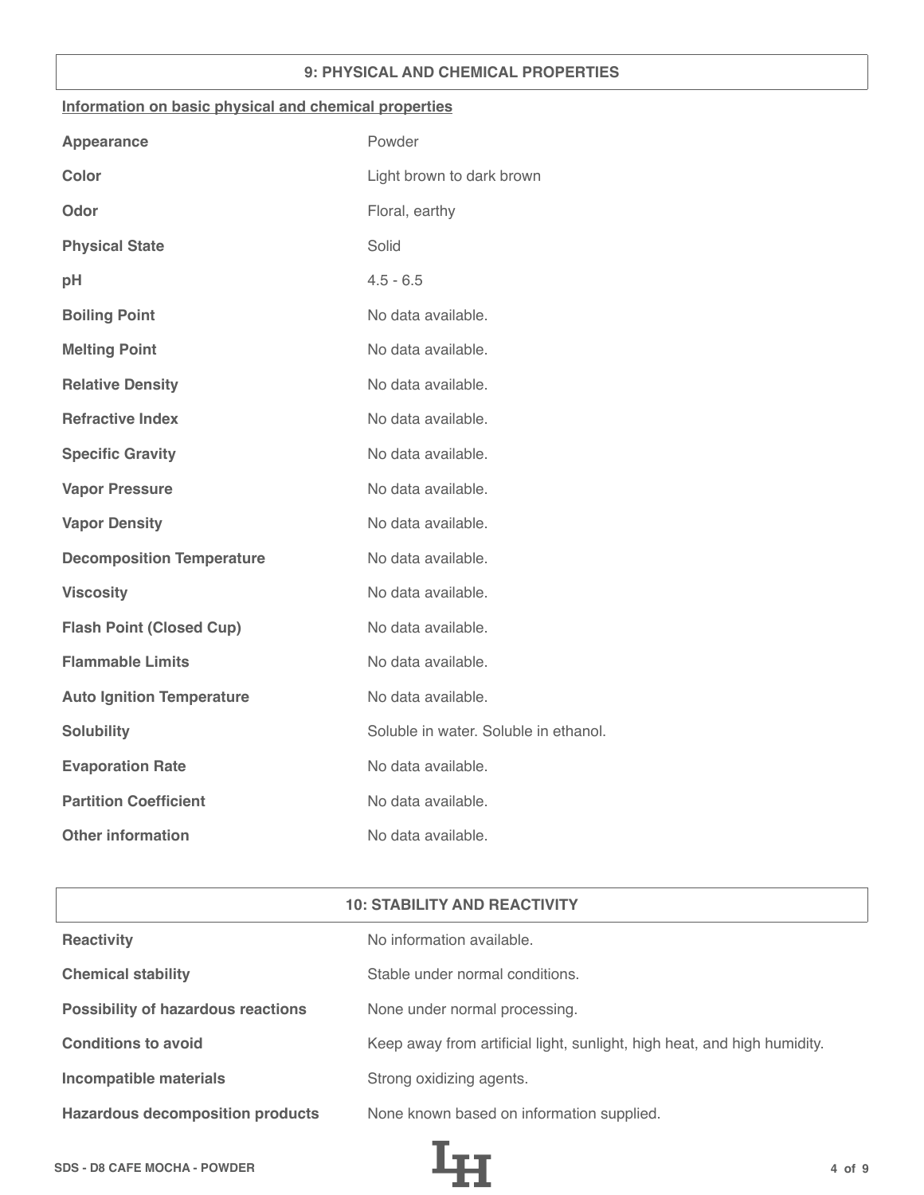## 9: PHYSICAL AND CHEMICAL PROPERTIES

**Information on basic physical and chemical properties**

| | |
|---|---|
| **Appearance** | Powder |
| **Color** | Light brown to dark brown |
| **Odor** | Floral, earthy |
| **Physical State** | Solid |
| **pH** | 4.5 - 6.5 |
| **Boiling Point** | No data available. |
| **Melting Point** | No data available. |
| **Relative Density** | No data available. |
| **Refractive Index** | No data available. |
| **Specific Gravity** | No data available. |
| **Vapor Pressure** | No data available. |
| **Vapor Density** | No data available. |
| **Decomposition Temperature** | No data available. |
| **Viscosity** | No data available. |
| **Flash Point (Closed Cup)** | No data available. |
| **Flammable Limits** | No data available. |
| **Auto Ignition Temperature** | No data available. |
| **Solubility** | Soluble in water. Soluble in ethanol. |
| **Evaporation Rate** | No data available. |
| **Partition Coefficient** | No data available. |
| **Other information** | No data available. |

## 10: STABILITY AND REACTIVITY

| | |
|---|---|
| **Reactivity** | No information available. |
| **Chemical stability** | Stable under normal conditions. |
| **Possibility of hazardous reactions** | None under normal processing. |
| **Conditions to avoid** | Keep away from artificial light, sunlight, high heat, and high humidity. |
| **Incompatible materials** | Strong oxidizing agents. |
| **Hazardous decomposition products** | None known based on information supplied. |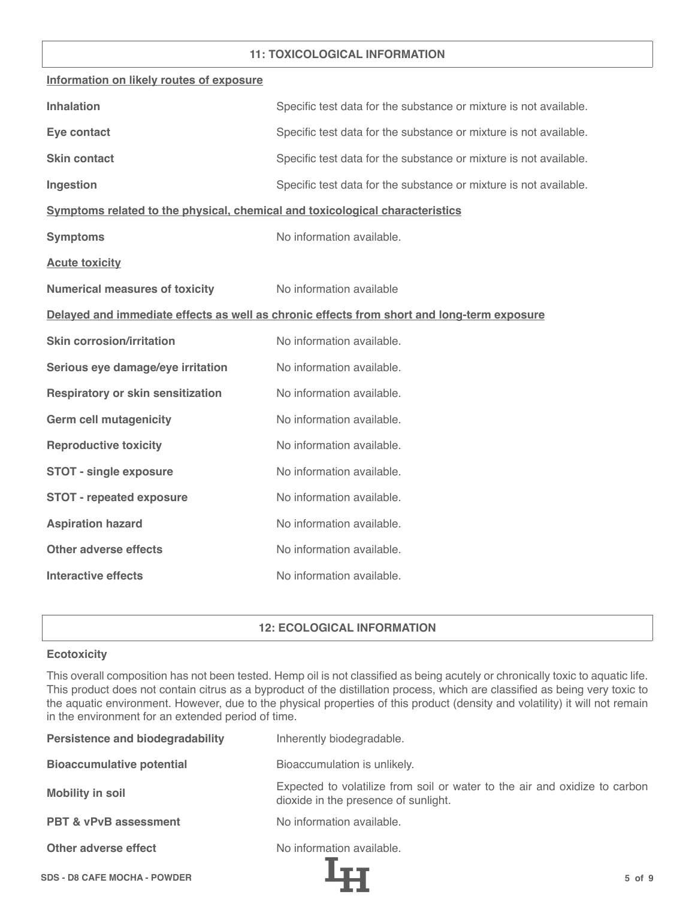## 11: TOXICOLOGICAL INFORMATION

**Information on likely routes of exposure**

| | |
|---|---|
| **Inhalation** | Specific test data for the substance or mixture is not available. |
| **Eye contact** | Specific test data for the substance or mixture is not available. |
| **Skin contact** | Specific test data for the substance or mixture is not available. |
| **Ingestion** | Specific test data for the substance or mixture is not available. |

**Symptoms related to the physical, chemical and toxicological characteristics**

| | |
|---|---|
| **Symptoms** | No information available. |

**Acute toxicity**

| | |
|---|---|
| **Numerical measures of toxicity** | No information available |

**Delayed and immediate effects as well as chronic effects from short and long-term exposure**

| | |
|---|---|
| **Skin corrosion/irritation** | No information available. |
| **Serious eye damage/eye irritation** | No information available. |
| **Respiratory or skin sensitization** | No information available. |
| **Germ cell mutagenicity** | No information available. |
| **Reproductive toxicity** | No information available. |
| **STOT - single exposure** | No information available. |
| **STOT - repeated exposure** | No information available. |
| **Aspiration hazard** | No information available. |
| **Other adverse effects** | No information available. |
| **Interactive effects** | No information available. |

## 12: ECOLOGICAL INFORMATION

**Ecotoxicity**

This overall composition has not been tested. Hemp oil is not classified as being acutely or chronically toxic to aquatic life. This product does not contain citrus as a byproduct of the distillation process, which are classified as being very toxic to the aquatic environment. However, due to the physical properties of this product (density and volatility) it will not remain in the environment for an extended period of time.

| | |
|---|---|
| **Persistence and biodegradability** | Inherently biodegradable. |
| **Bioaccumulative potential** | Bioaccumulation is unlikely. |
| **Mobility in soil** | Expected to volatilize from soil or water to the air and oxidize to carbon dioxide in the presence of sunlight. |
| **PBT & vPvB assessment** | No information available. |
| **Other adverse effect** | No information available. |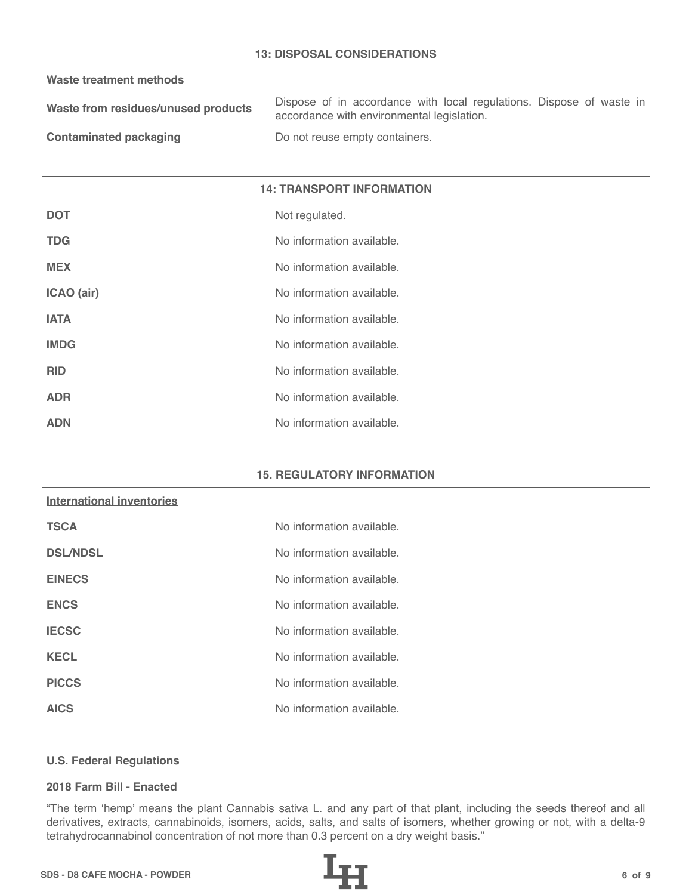## 13: DISPOSAL CONSIDERATIONS

**Waste treatment methods**

| | |
|---|---|
| **Waste from residues/unused products** | Dispose of in accordance with local regulations. Dispose of waste in accordance with environmental legislation. |
| **Contaminated packaging** | Do not reuse empty containers. |

## 14: TRANSPORT INFORMATION

| | |
|---|---|
| **DOT** | Not regulated. |
| **TDG** | No information available. |
| **MEX** | No information available. |
| **ICAO (air)** | No information available. |
| **IATA** | No information available. |
| **IMDG** | No information available. |
| **RID** | No information available. |
| **ADR** | No information available. |
| **ADN** | No information available. |

## 15. REGULATORY INFORMATION

**International inventories**

| | |
|---|---|
| **TSCA** | No information available. |
| **DSL/NDSL** | No information available. |
| **EINECS** | No information available. |
| **ENCS** | No information available. |
| **IECSC** | No information available. |
| **KECL** | No information available. |
| **PICCS** | No information available. |
| **AICS** | No information available. |

**U.S. Federal Regulations**

**2018 Farm Bill - Enacted**

“The term ‘hemp’ means the plant Cannabis sativa L. and any part of that plant, including the seeds thereof and all derivatives, extracts, cannabinoids, isomers, acids, salts, and salts of isomers, whether growing or not, with a delta-9 tetrahydrocannabinol concentration of not more than 0.3 percent on a dry weight basis.”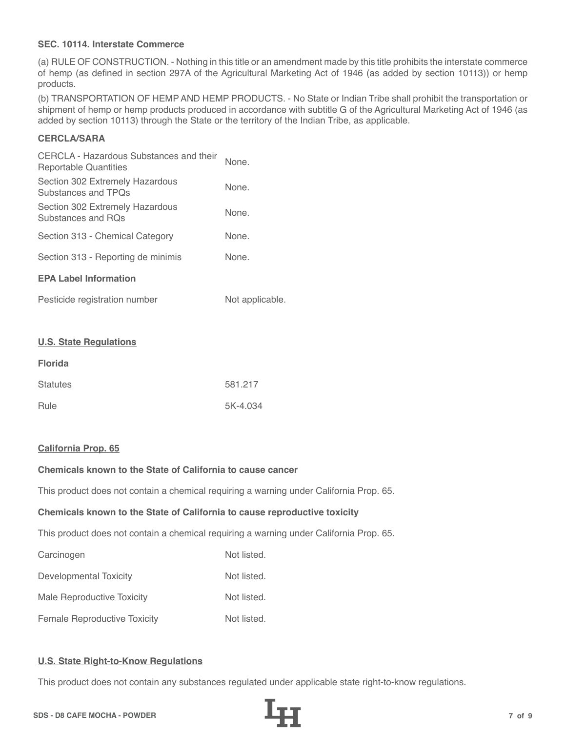**SEC. 10114. Interstate Commerce**

(a) RULE OF CONSTRUCTION. - Nothing in this title or an amendment made by this title prohibits the interstate commerce of hemp (as defined in section 297A of the Agricultural Marketing Act of 1946 (as added by section 10113)) or hemp products.

(b) TRANSPORTATION OF HEMP AND HEMP PRODUCTS. - No State or Indian Tribe shall prohibit the transportation or shipment of hemp or hemp products produced in accordance with subtitle G of the Agricultural Marketing Act of 1946 (as added by section 10113) through the State or the territory of the Indian Tribe, as applicable.

**CERCLA/SARA**

| | |
|---|---|
| CERCLA - Hazardous Substances and their Reportable Quantities | None. |
| Section 302 Extremely Hazardous Substances and TPQs | None. |
| Section 302 Extremely Hazardous Substances and RQs | None. |
| Section 313 - Chemical Category | None. |
| Section 313 - Reporting de minimis | None. |

**EPA Label Information**

| | |
|---|---|
| Pesticide registration number | Not applicable. |

**U.S. State Regulations**

**Florida**

| | |
|---|---|
| Statutes | 581.217 |
| Rule | 5K-4.034 |

**California Prop. 65**

**Chemicals known to the State of California to cause cancer**

This product does not contain a chemical requiring a warning under California Prop. 65.

**Chemicals known to the State of California to cause reproductive toxicity**

This product does not contain a chemical requiring a warning under California Prop. 65.

| | |
|---|---|
| Carcinogen | Not listed. |
| Developmental Toxicity | Not listed. |
| Male Reproductive Toxicity | Not listed. |
| Female Reproductive Toxicity | Not listed. |

**U.S. State Right-to-Know Regulations**

This product does not contain any substances regulated under applicable state right-to-know regulations.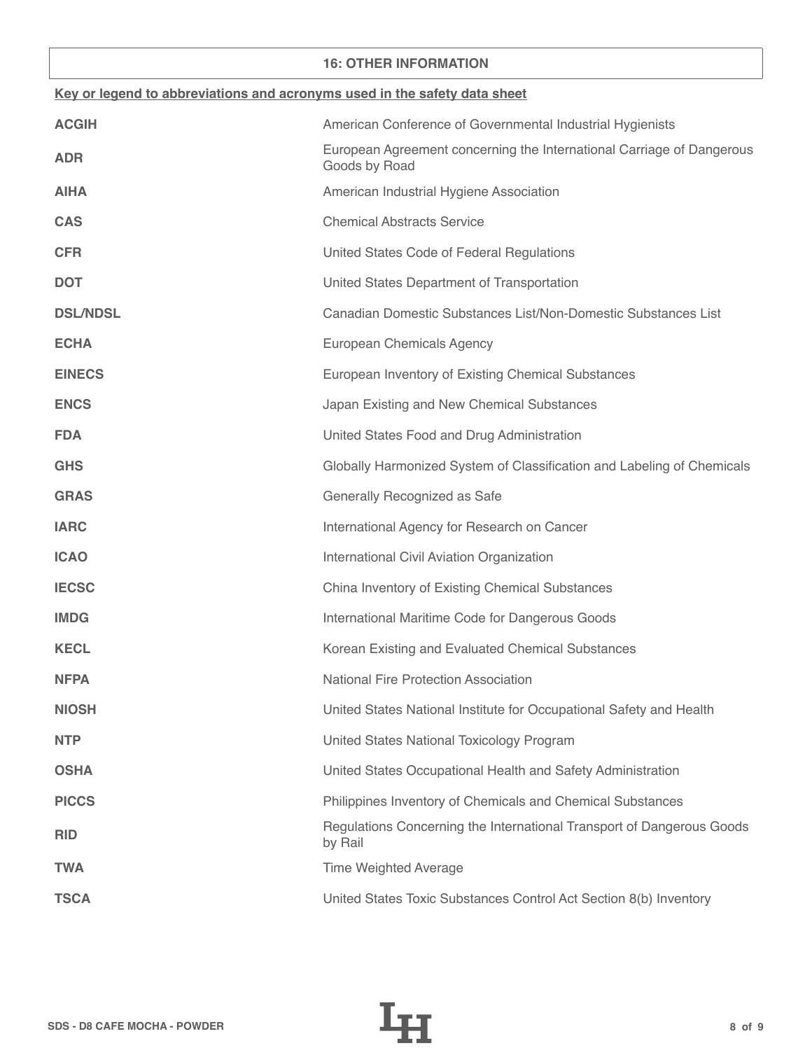## 16: OTHER INFORMATION

**Key or legend to abbreviations and acronyms used in the safety data sheet**

| | |
|---|---|
| **ACGIH** | American Conference of Governmental Industrial Hygienists |
| **ADR** | European Agreement concerning the International Carriage of Dangerous Goods by Road |
| **AIHA** | American Industrial Hygiene Association |
| **CAS** | Chemical Abstracts Service |
| **CFR** | United States Code of Federal Regulations |
| **DOT** | United States Department of Transportation |
| **DSL/NDSL** | Canadian Domestic Substances List/Non-Domestic Substances List |
| **ECHA** | European Chemicals Agency |
| **EINECS** | European Inventory of Existing Chemical Substances |
| **ENCS** | Japan Existing and New Chemical Substances |
| **FDA** | United States Food and Drug Administration |
| **GHS** | Globally Harmonized System of Classification and Labeling of Chemicals |
| **GRAS** | Generally Recognized as Safe |
| **IARC** | International Agency for Research on Cancer |
| **ICAO** | International Civil Aviation Organization |
| **IECSC** | China Inventory of Existing Chemical Substances |
| **IMDG** | International Maritime Code for Dangerous Goods |
| **KECL** | Korean Existing and Evaluated Chemical Substances |
| **NFPA** | National Fire Protection Association |
| **NIOSH** | United States National Institute for Occupational Safety and Health |
| **NTP** | United States National Toxicology Program |
| **OSHA** | United States Occupational Health and Safety Administration |
| **PICCS** | Philippines Inventory of Chemicals and Chemical Substances |
| **RID** | Regulations Concerning the International Transport of Dangerous Goods by Rail |
| **TWA** | Time Weighted Average |
| **TSCA** | United States Toxic Substances Control Act Section 8(b) Inventory |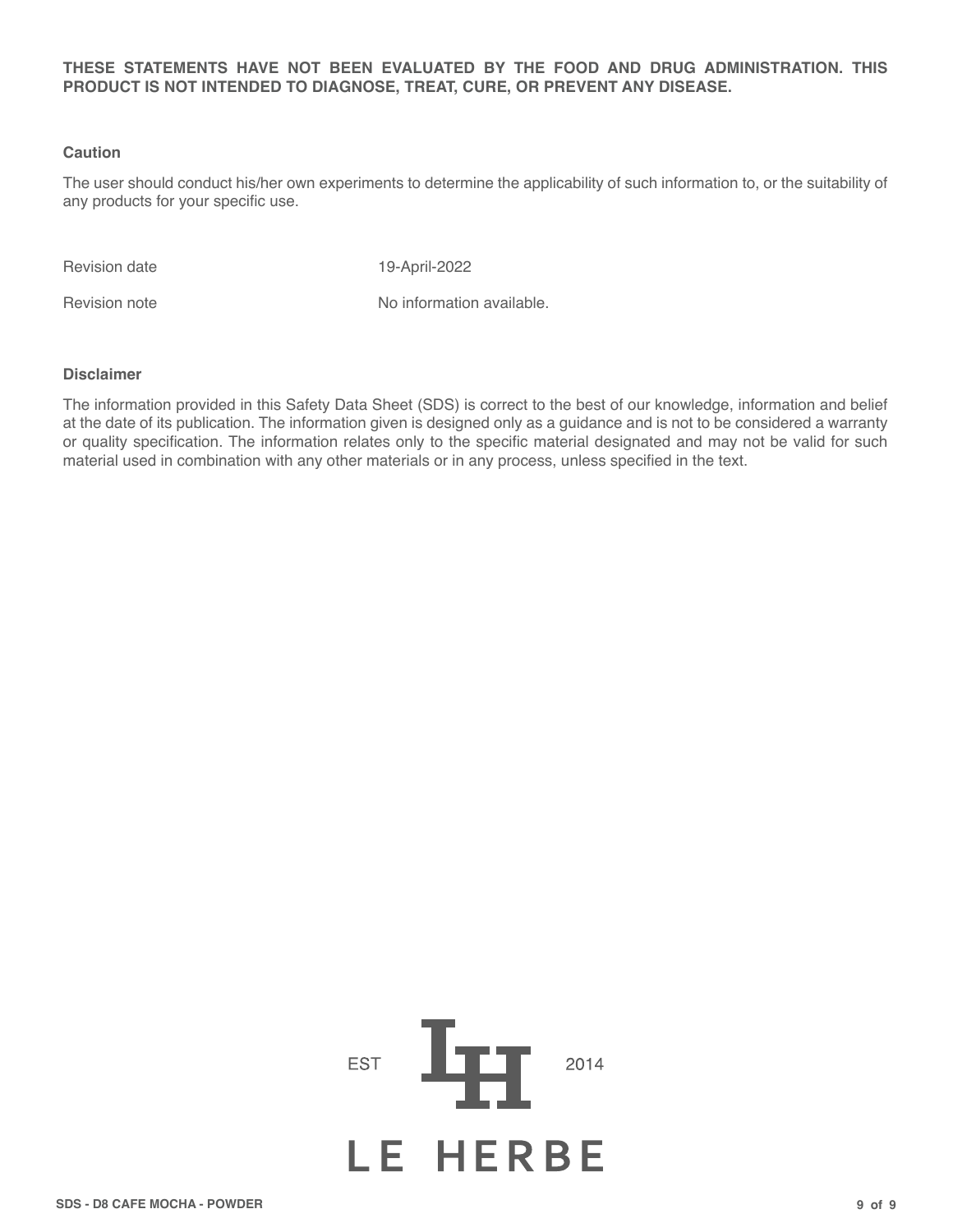**THESE STATEMENTS HAVE NOT BEEN EVALUATED BY THE FOOD AND DRUG ADMINISTRATION. THIS PRODUCT IS NOT INTENDED TO DIAGNOSE, TREAT, CURE, OR PREVENT ANY DISEASE.**

**Caution**

The user should conduct his/her own experiments to determine the applicability of such information to, or the suitability of any products for your specific use.

| | |
|---|---|
| Revision date | 19-April-2022 |
| Revision note | No information available. |

**Disclaimer**

The information provided in this Safety Data Sheet (SDS) is correct to the best of our knowledge, information and belief at the date of its publication. The information given is designed only as a guidance and is not to be considered a warranty or quality specification. The information relates only to the specific material designated and may not be valid for such material used in combination with any other materials or in any process, unless specified in the text.

EST LH 2014

LE HERBE